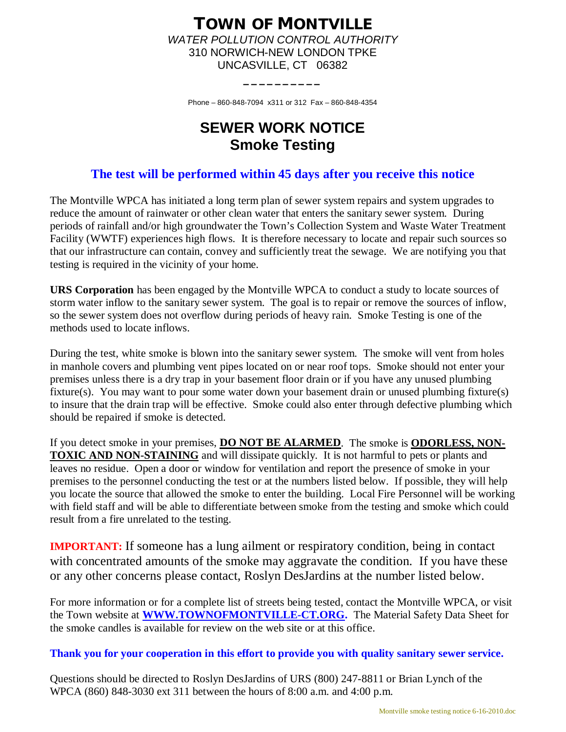# TOWN OF MONTVILLE

*WATER POLLUTION CONTROL AUTHORITY*
310 NORWICH-NEW LONDON TPKE
UNCASVILLE, CT 06382

----------

Phone – 860-848-7094 x311 or 312 Fax – 860-848-4354

## SEWER WORK NOTICE
## Smoke Testing

**The test will be performed within 45 days after you receive this notice**

The Montville WPCA has initiated a long term plan of sewer system repairs and system upgrades to reduce the amount of rainwater or other clean water that enters the sanitary sewer system. During periods of rainfall and/or high groundwater the Town's Collection System and Waste Water Treatment Facility (WWTF) experiences high flows. It is therefore necessary to locate and repair such sources so that our infrastructure can contain, convey and sufficiently treat the sewage. We are notifying you that testing is required in the vicinity of your home.

**URS Corporation** has been engaged by the Montville WPCA to conduct a study to locate sources of storm water inflow to the sanitary sewer system. The goal is to repair or remove the sources of inflow, so the sewer system does not overflow during periods of heavy rain. Smoke Testing is one of the methods used to locate inflows.

During the test, white smoke is blown into the sanitary sewer system. The smoke will vent from holes in manhole covers and plumbing vent pipes located on or near roof tops. Smoke should not enter your premises unless there is a dry trap in your basement floor drain or if you have any unused plumbing fixture(s). You may want to pour some water down your basement drain or unused plumbing fixture(s) to insure that the drain trap will be effective. Smoke could also enter through defective plumbing which should be repaired if smoke is detected.

If you detect smoke in your premises, **DO NOT BE ALARMED**. The smoke is **ODORLESS, NON-TOXIC AND NON-STAINING** and will dissipate quickly. It is not harmful to pets or plants and leaves no residue. Open a door or window for ventilation and report the presence of smoke in your premises to the personnel conducting the test or at the numbers listed below. If possible, they will help you locate the source that allowed the smoke to enter the building. Local Fire Personnel will be working with field staff and will be able to differentiate between smoke from the testing and smoke which could result from a fire unrelated to the testing.

**IMPORTANT:** If someone has a lung ailment or respiratory condition, being in contact with concentrated amounts of the smoke may aggravate the condition. If you have these or any other concerns please contact, Roslyn DesJardins at the number listed below.

For more information or for a complete list of streets being tested, contact the Montville WPCA, or visit the Town website at **WWW.TOWNOFMONTVILLE-CT.ORG.** The Material Safety Data Sheet for the smoke candles is available for review on the web site or at this office.

**Thank you for your cooperation in this effort to provide you with quality sanitary sewer service.**

Questions should be directed to Roslyn DesJardins of URS (800) 247-8811 or Brian Lynch of the WPCA (860) 848-3030 ext 311 between the hours of 8:00 a.m. and 4:00 p.m.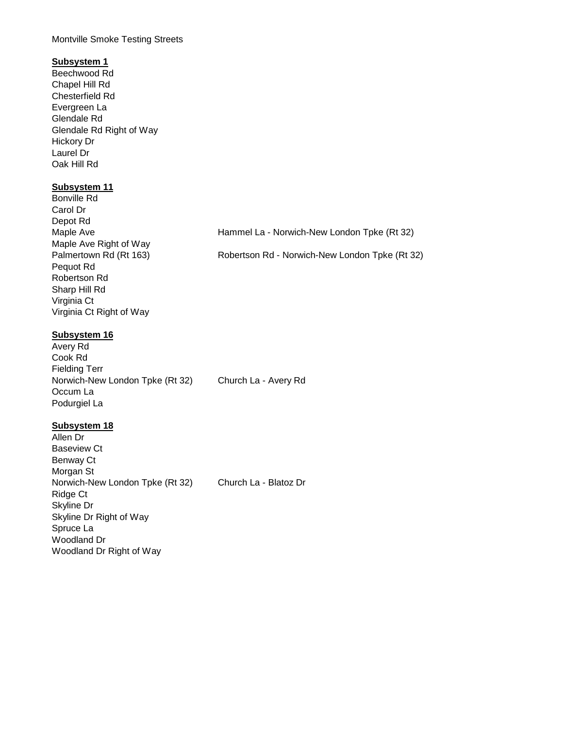Montville Smoke Testing Streets

**Subsystem 1**

Beechwood Rd
Chapel Hill Rd
Chesterfield Rd
Evergreen La
Glendale Rd
Glendale Rd Right of Way
Hickory Dr
Laurel Dr
Oak Hill Rd

**Subsystem 11**

| | |
|---|---|
| Bonville Rd | |
| Carol Dr | |
| Depot Rd | |
| Maple Ave | Hammel La - Norwich-New London Tpke (Rt 32) |
| Maple Ave Right of Way | |
| Palmertown Rd (Rt 163) | Robertson Rd - Norwich-New London Tpke (Rt 32) |
| Pequot Rd | |
| Robertson Rd | |
| Sharp Hill Rd | |
| Virginia Ct | |
| Virginia Ct Right of Way | |

**Subsystem 16**

| | |
|---|---|
| Avery Rd | |
| Cook Rd | |
| Fielding Terr | |
| Norwich-New London Tpke (Rt 32) | Church La - Avery Rd |
| Occum La | |
| Podurgiel La | |

**Subsystem 18**

| | |
|---|---|
| Allen Dr | |
| Baseview Ct | |
| Benway Ct | |
| Morgan St | |
| Norwich-New London Tpke (Rt 32) | Church La - Blatoz Dr |
| Ridge Ct | |
| Skyline Dr | |
| Skyline Dr Right of Way | |
| Spruce La | |
| Woodland Dr | |
| Woodland Dr Right of Way | |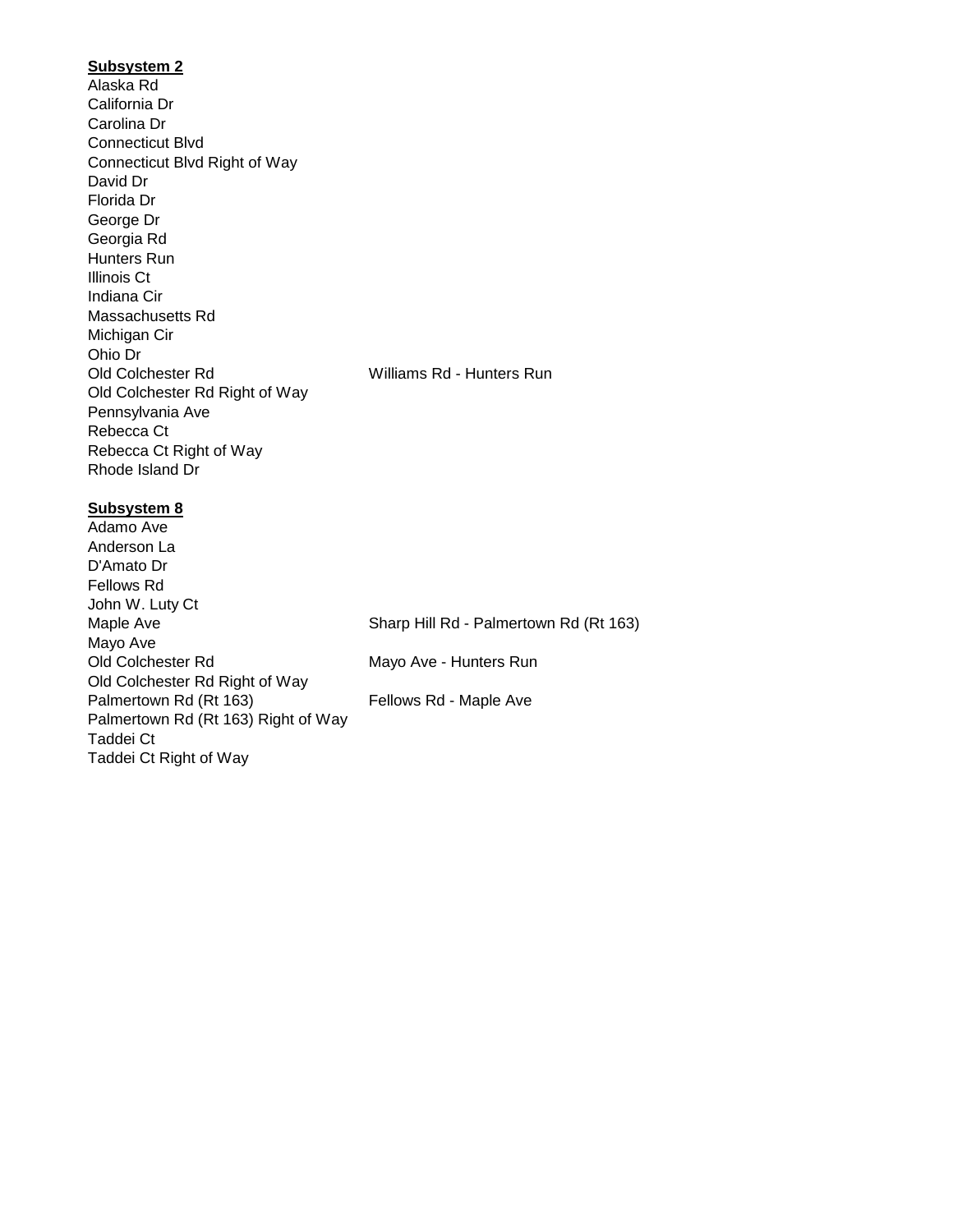**Subsystem 2**

| | |
|---|---|
| Alaska Rd | |
| California Dr | |
| Carolina Dr | |
| Connecticut Blvd | |
| Connecticut Blvd Right of Way | |
| David Dr | |
| Florida Dr | |
| George Dr | |
| Georgia Rd | |
| Hunters Run | |
| Illinois Ct | |
| Indiana Cir | |
| Massachusetts Rd | |
| Michigan Cir | |
| Ohio Dr | |
| Old Colchester Rd | Williams Rd - Hunters Run |
| Old Colchester Rd Right of Way | |
| Pennsylvania Ave | |
| Rebecca Ct | |
| Rebecca Ct Right of Way | |
| Rhode Island Dr | |

**Subsystem 8**

| | |
|---|---|
| Adamo Ave | |
| Anderson La | |
| D'Amato Dr | |
| Fellows Rd | |
| John W. Luty Ct | |
| Maple Ave | Sharp Hill Rd - Palmertown Rd (Rt 163) |
| Mayo Ave | |
| Old Colchester Rd | Mayo Ave - Hunters Run |
| Old Colchester Rd Right of Way | |
| Palmertown Rd (Rt 163) | Fellows Rd - Maple Ave |
| Palmertown Rd (Rt 163) Right of Way | |
| Taddei Ct | |
| Taddei Ct Right of Way | |